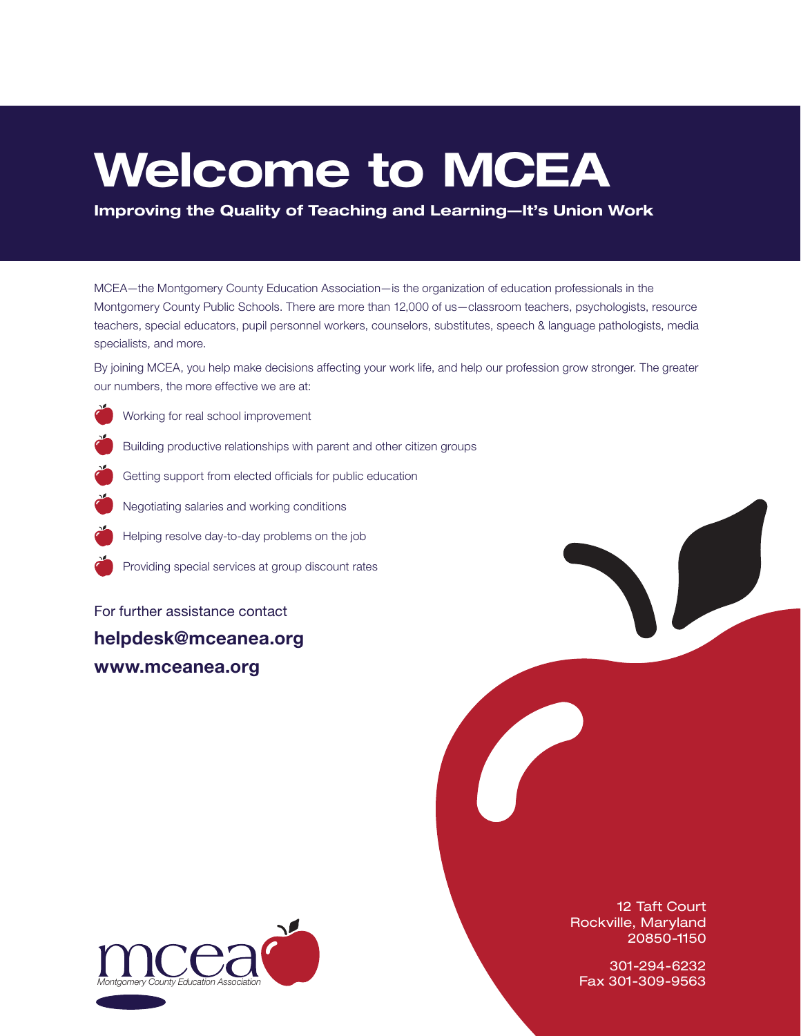# Welcome to MCEA

**Improving the Quality of Teaching and Learning—It's Union Work**

MCEA—the Montgomery County Education Association—is the organization of education professionals in the Montgomery County Public Schools. There are more than 12,000 of us—classroom teachers, psychologists, resource teachers, special educators, pupil personnel workers, counselors, substitutes, speech & language pathologists, media specialists, and more.

By joining MCEA, you help make decisions affecting your work life, and help our profession grow stronger. The greater our numbers, the more effective we are at:

- Working for real school improvement
- Building productive relationships with parent and other citizen groups
- Getting support from elected officials for public education
- Negotiating salaries and working conditions
- Helping resolve day-to-day problems on the job
- Providing special services at group discount rates

For further assistance contact

**helpdesk@mceanea.org**

**www.mceanea.org**

mcea
*Montgomery County Education Association*

12 Taft Court
Rockville, Maryland
20850-1150

301-294-6232
Fax 301-309-9563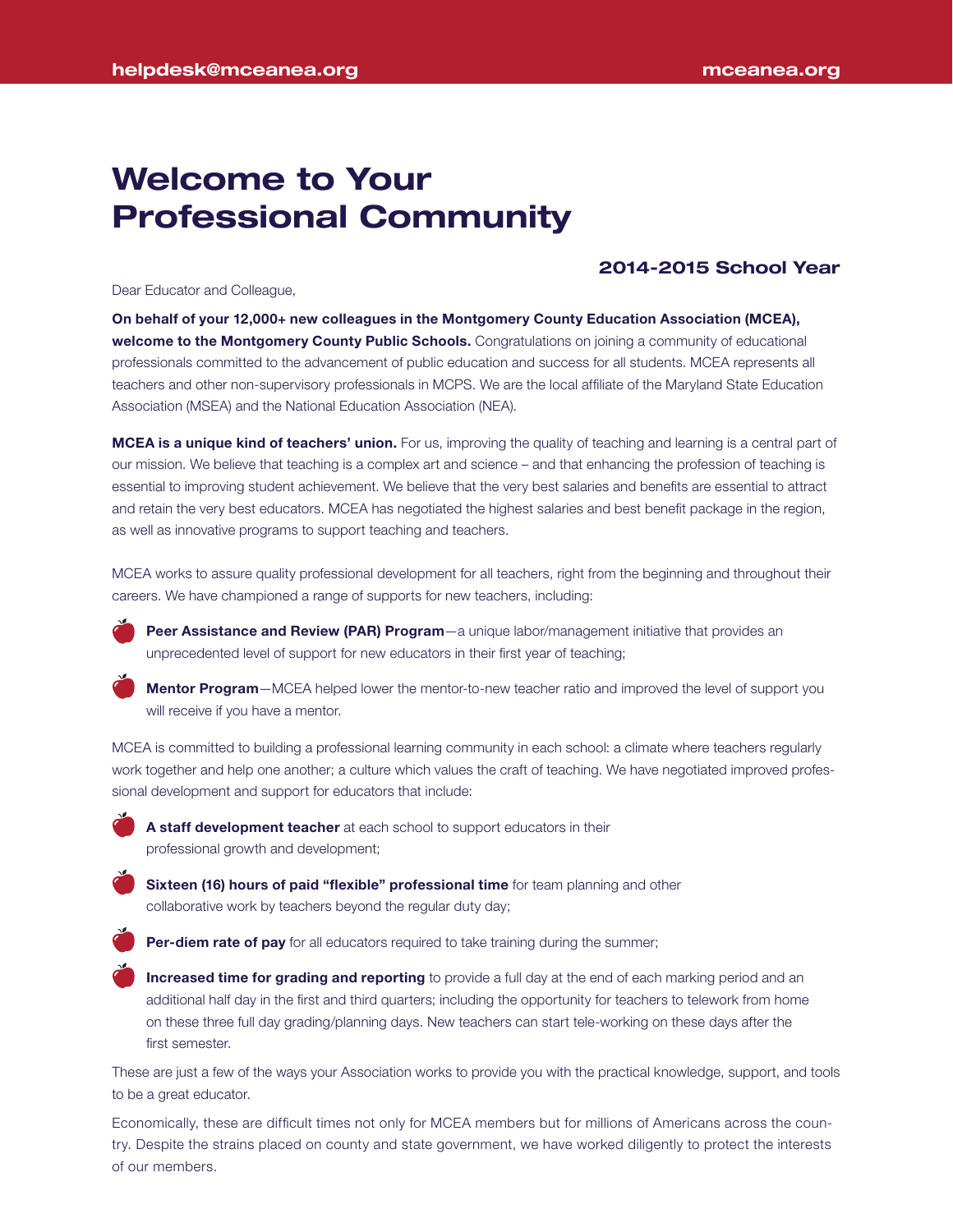# Welcome to Your Professional Community

### 2014-2015 School Year

Dear Educator and Colleague,

**On behalf of your 12,000+ new colleagues in the Montgomery County Education Association (MCEA), welcome to the Montgomery County Public Schools.** Congratulations on joining a community of educational professionals committed to the advancement of public education and success for all students. MCEA represents all teachers and other non-supervisory professionals in MCPS. We are the local affiliate of the Maryland State Education Association (MSEA) and the National Education Association (NEA).

**MCEA is a unique kind of teachers' union.** For us, improving the quality of teaching and learning is a central part of our mission. We believe that teaching is a complex art and science – and that enhancing the profession of teaching is essential to improving student achievement. We believe that the very best salaries and benefits are essential to attract and retain the very best educators. MCEA has negotiated the highest salaries and best benefit package in the region, as well as innovative programs to support teaching and teachers.

MCEA works to assure quality professional development for all teachers, right from the beginning and throughout their careers. We have championed a range of supports for new teachers, including:

- **Peer Assistance and Review (PAR) Program**—a unique labor/management initiative that provides an unprecedented level of support for new educators in their first year of teaching;
- **Mentor Program**—MCEA helped lower the mentor-to-new teacher ratio and improved the level of support you will receive if you have a mentor.

MCEA is committed to building a professional learning community in each school: a climate where teachers regularly work together and help one another; a culture which values the craft of teaching. We have negotiated improved professional development and support for educators that include:

- **A staff development teacher** at each school to support educators in their professional growth and development;
- **Sixteen (16) hours of paid "flexible" professional time** for team planning and other collaborative work by teachers beyond the regular duty day;
- **Per-diem rate of pay** for all educators required to take training during the summer;
- **Increased time for grading and reporting** to provide a full day at the end of each marking period and an additional half day in the first and third quarters; including the opportunity for teachers to telework from home on these three full day grading/planning days. New teachers can start tele-working on these days after the first semester.

These are just a few of the ways your Association works to provide you with the practical knowledge, support, and tools to be a great educator.

Economically, these are difficult times not only for MCEA members but for millions of Americans across the country. Despite the strains placed on county and state government, we have worked diligently to protect the interests of our members.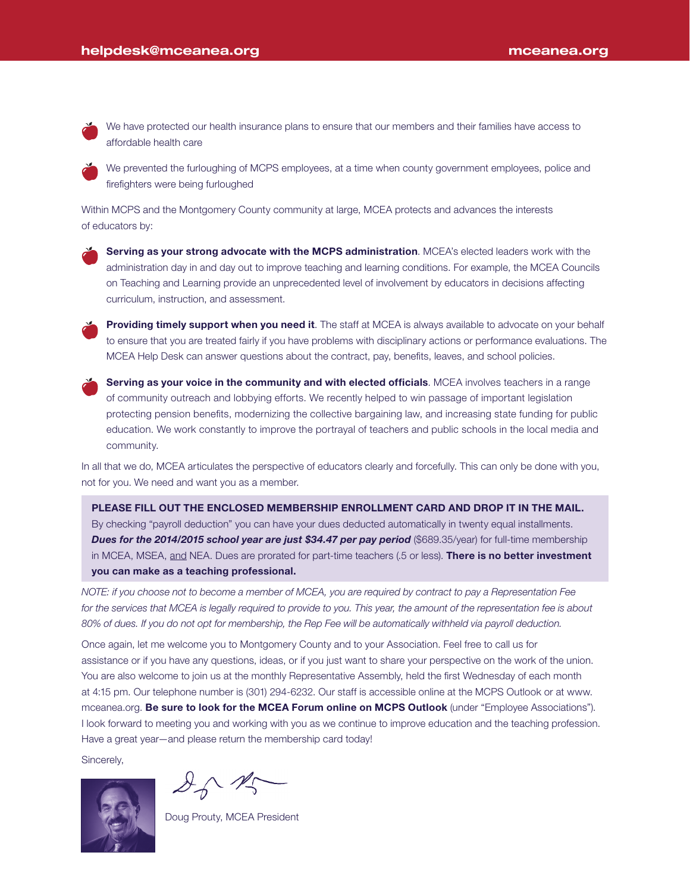- We have protected our health insurance plans to ensure that our members and their families have access to affordable health care
- We prevented the furloughing of MCPS employees, at a time when county government employees, police and firefighters were being furloughed

Within MCPS and the Montgomery County community at large, MCEA protects and advances the interests of educators by:

- **Serving as your strong advocate with the MCPS administration**. MCEA's elected leaders work with the administration day in and day out to improve teaching and learning conditions. For example, the MCEA Councils on Teaching and Learning provide an unprecedented level of involvement by educators in decisions affecting curriculum, instruction, and assessment.
- **Providing timely support when you need it**. The staff at MCEA is always available to advocate on your behalf to ensure that you are treated fairly if you have problems with disciplinary actions or performance evaluations. The MCEA Help Desk can answer questions about the contract, pay, benefits, leaves, and school policies.
- **Serving as your voice in the community and with elected officials**. MCEA involves teachers in a range of community outreach and lobbying efforts. We recently helped to win passage of important legislation protecting pension benefits, modernizing the collective bargaining law, and increasing state funding for public education. We work constantly to improve the portrayal of teachers and public schools in the local media and community.

In all that we do, MCEA articulates the perspective of educators clearly and forcefully. This can only be done with you, not for you. We need and want you as a member.

**PLEASE FILL OUT THE ENCLOSED MEMBERSHIP ENROLLMENT CARD AND DROP IT IN THE MAIL.** By checking "payroll deduction" you can have your dues deducted automatically in twenty equal installments. ***Dues for the 2014/2015 school year are just $34.47 per pay period*** ($689.35/year) for full-time membership in MCEA, MSEA, and NEA. Dues are prorated for part-time teachers (.5 or less). **There is no better investment you can make as a teaching professional.**

*NOTE: if you choose not to become a member of MCEA, you are required by contract to pay a Representation Fee for the services that MCEA is legally required to provide to you. This year, the amount of the representation fee is about 80% of dues. If you do not opt for membership, the Rep Fee will be automatically withheld via payroll deduction.*

Once again, let me welcome you to Montgomery County and to your Association. Feel free to call us for assistance or if you have any questions, ideas, or if you just want to share your perspective on the work of the union. You are also welcome to join us at the monthly Representative Assembly, held the first Wednesday of each month at 4:15 pm. Our telephone number is (301) 294-6232. Our staff is accessible online at the MCPS Outlook or at www.mceanea.org. **Be sure to look for the MCEA Forum online on MCPS Outlook** (under "Employee Associations"). I look forward to meeting you and working with you as we continue to improve education and the teaching profession. Have a great year—and please return the membership card today!

Sincerely,

Doug Prouty, MCEA President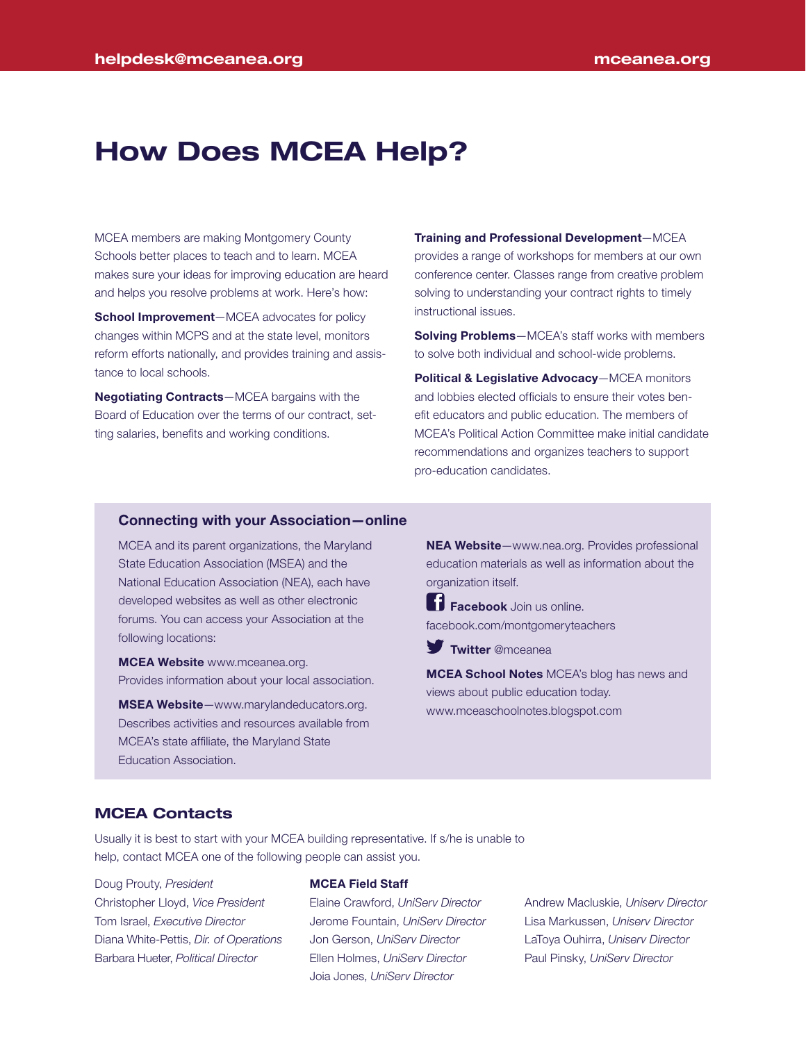# How Does MCEA Help?

MCEA members are making Montgomery County Schools better places to teach and to learn. MCEA makes sure your ideas for improving education are heard and helps you resolve problems at work. Here's how:

**School Improvement**—MCEA advocates for policy changes within MCPS and at the state level, monitors reform efforts nationally, and provides training and assistance to local schools.

**Negotiating Contracts**—MCEA bargains with the Board of Education over the terms of our contract, setting salaries, benefits and working conditions.

**Training and Professional Development**—MCEA provides a range of workshops for members at our own conference center. Classes range from creative problem solving to understanding your contract rights to timely instructional issues.

**Solving Problems**—MCEA's staff works with members to solve both individual and school-wide problems.

**Political & Legislative Advocacy**—MCEA monitors and lobbies elected officials to ensure their votes benefit educators and public education. The members of MCEA's Political Action Committee make initial candidate recommendations and organizes teachers to support pro-education candidates.

### Connecting with your Association—online

MCEA and its parent organizations, the Maryland State Education Association (MSEA) and the National Education Association (NEA), each have developed websites as well as other electronic forums. You can access your Association at the following locations:

**MCEA Website** www.mceanea.org. Provides information about your local association.

**MSEA Website**—www.marylandeducators.org. Describes activities and resources available from MCEA's state affiliate, the Maryland State Education Association.

**NEA Website**—www.nea.org. Provides professional education materials as well as information about the organization itself.

**Facebook** Join us online. facebook.com/montgomeryteachers

**Twitter** @mceanea

**MCEA School Notes** MCEA's blog has news and views about public education today. www.mceaschoolnotes.blogspot.com

## MCEA Contacts

Usually it is best to start with your MCEA building representative. If s/he is unable to help, contact MCEA one of the following people can assist you.

Doug Prouty, *President*
Christopher Lloyd, *Vice President*
Tom Israel, *Executive Director*
Diana White-Pettis, *Dir. of Operations*
Barbara Hueter, *Political Director*

**MCEA Field Staff**

Elaine Crawford, *UniServ Director*
Jerome Fountain, *UniServ Director*
Jon Gerson, *UniServ Director*
Ellen Holmes, *UniServ Director*
Joia Jones, *UniServ Director*
Andrew Macluskie, *Uniserv Director*
Lisa Markussen, *Uniserv Director*
LaToya Ouhirra, *Uniserv Director*
Paul Pinsky, *UniServ Director*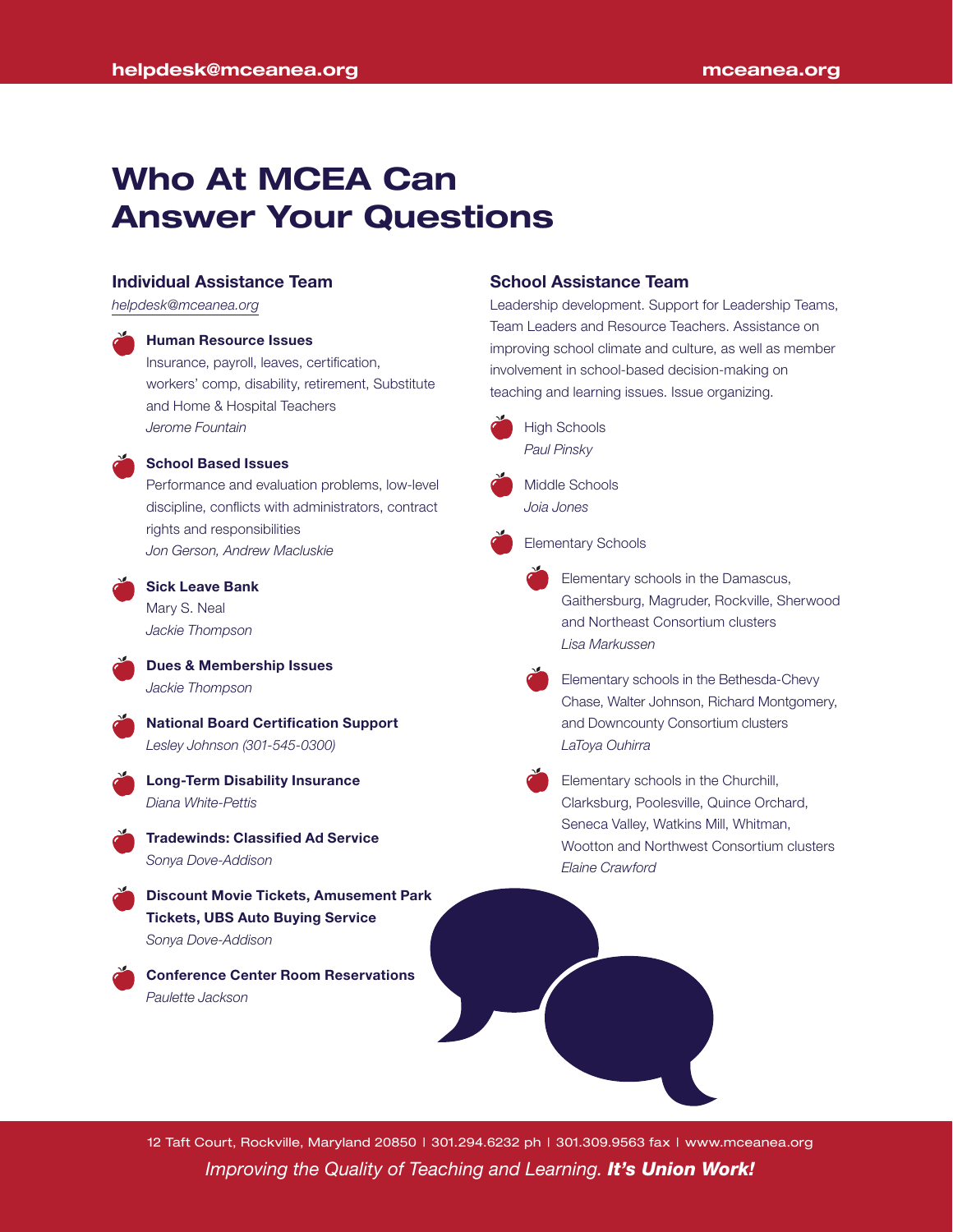# Who At MCEA Can Answer Your Questions

## Individual Assistance Team

*helpdesk@mceanea.org*

- **Human Resource Issues**
  Insurance, payroll, leaves, certification, workers' comp, disability, retirement, Substitute and Home & Hospital Teachers
  *Jerome Fountain*

- **School Based Issues**
  Performance and evaluation problems, low-level discipline, conflicts with administrators, contract rights and responsibilities
  *Jon Gerson, Andrew Macluskie*

- **Sick Leave Bank**
  Mary S. Neal
  *Jackie Thompson*

- **Dues & Membership Issues**
  *Jackie Thompson*

- **National Board Certification Support**
  *Lesley Johnson (301-545-0300)*

- **Long-Term Disability Insurance**
  *Diana White-Pettis*

- **Tradewinds: Classified Ad Service**
  *Sonya Dove-Addison*

- **Discount Movie Tickets, Amusement Park Tickets, UBS Auto Buying Service**
  *Sonya Dove-Addison*

- **Conference Center Room Reservations**
  *Paulette Jackson*

## School Assistance Team

Leadership development. Support for Leadership Teams, Team Leaders and Resource Teachers. Assistance on improving school climate and culture, as well as member involvement in school-based decision-making on teaching and learning issues. Issue organizing.

- High Schools
  *Paul Pinsky*

- Middle Schools
  *Joia Jones*

- Elementary Schools
  - Elementary schools in the Damascus, Gaithersburg, Magruder, Rockville, Sherwood and Northeast Consortium clusters
    *Lisa Markussen*
  - Elementary schools in the Bethesda-Chevy Chase, Walter Johnson, Richard Montgomery, and Downcounty Consortium clusters
    *LaToya Ouhirra*
  - Elementary schools in the Churchill, Clarksburg, Poolesville, Quince Orchard, Seneca Valley, Watkins Mill, Whitman, Wootton and Northwest Consortium clusters
    *Elaine Crawford*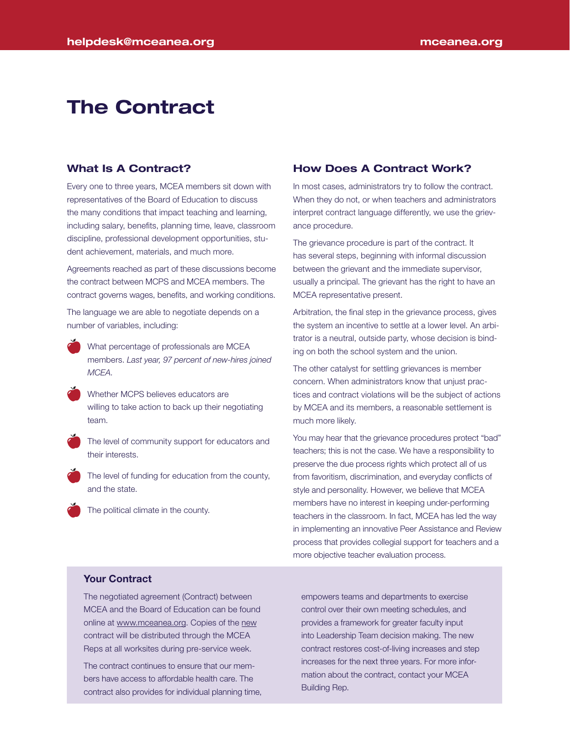# The Contract

## What Is A Contract?

Every one to three years, MCEA members sit down with representatives of the Board of Education to discuss the many conditions that impact teaching and learning, including salary, benefits, planning time, leave, classroom discipline, professional development opportunities, student achievement, materials, and much more.

Agreements reached as part of these discussions become the contract between MCPS and MCEA members. The contract governs wages, benefits, and working conditions.

The language we are able to negotiate depends on a number of variables, including:

- What percentage of professionals are MCEA members. *Last year, 97 percent of new-hires joined MCEA.*
- Whether MCPS believes educators are willing to take action to back up their negotiating team.
- The level of community support for educators and their interests.
- The level of funding for education from the county, and the state.
- The political climate in the county.

## How Does A Contract Work?

In most cases, administrators try to follow the contract. When they do not, or when teachers and administrators interpret contract language differently, we use the grievance procedure.

The grievance procedure is part of the contract. It has several steps, beginning with informal discussion between the grievant and the immediate supervisor, usually a principal. The grievant has the right to have an MCEA representative present.

Arbitration, the final step in the grievance process, gives the system an incentive to settle at a lower level. An arbitrator is a neutral, outside party, whose decision is binding on both the school system and the union.

The other catalyst for settling grievances is member concern. When administrators know that unjust practices and contract violations will be the subject of actions by MCEA and its members, a reasonable settlement is much more likely.

You may hear that the grievance procedures protect "bad" teachers; this is not the case. We have a responsibility to preserve the due process rights which protect all of us from favoritism, discrimination, and everyday conflicts of style and personality. However, we believe that MCEA members have no interest in keeping under-performing teachers in the classroom. In fact, MCEA has led the way in implementing an innovative Peer Assistance and Review process that provides collegial support for teachers and a more objective teacher evaluation process.

### Your Contract

The negotiated agreement (Contract) between MCEA and the Board of Education can be found online at www.mceanea.org. Copies of the new contract will be distributed through the MCEA Reps at all worksites during pre-service week.

The contract continues to ensure that our members have access to affordable health care. The contract also provides for individual planning time, empowers teams and departments to exercise control over their own meeting schedules, and provides a framework for greater faculty input into Leadership Team decision making. The new contract restores cost-of-living increases and step increases for the next three years. For more information about the contract, contact your MCEA Building Rep.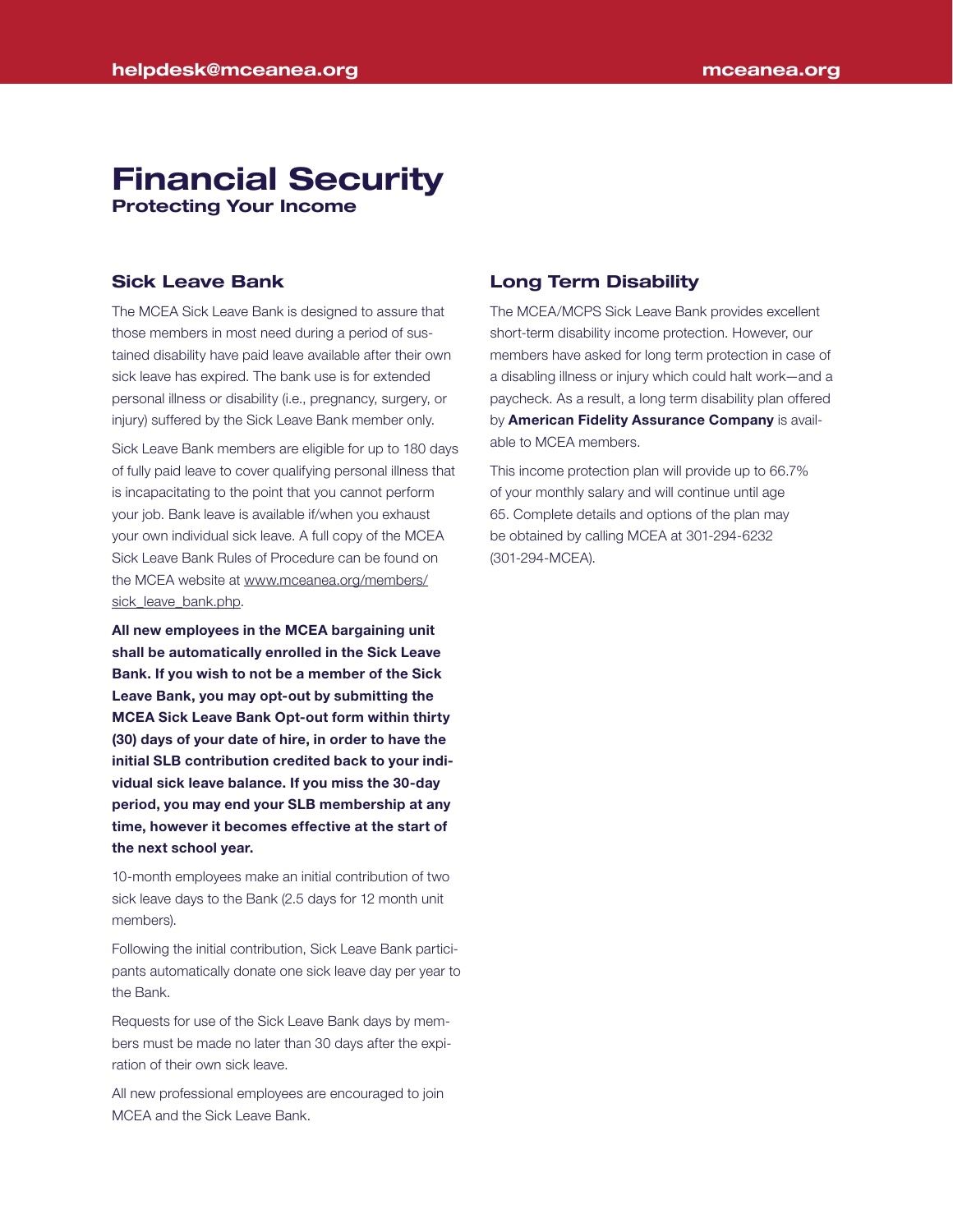# Financial Security

## Protecting Your Income

### Sick Leave Bank

The MCEA Sick Leave Bank is designed to assure that those members in most need during a period of sustained disability have paid leave available after their own sick leave has expired. The bank use is for extended personal illness or disability (i.e., pregnancy, surgery, or injury) suffered by the Sick Leave Bank member only.

Sick Leave Bank members are eligible for up to 180 days of fully paid leave to cover qualifying personal illness that is incapacitating to the point that you cannot perform your job. Bank leave is available if/when you exhaust your own individual sick leave. A full copy of the MCEA Sick Leave Bank Rules of Procedure can be found on the MCEA website at www.mceanea.org/members/sick_leave_bank.php.

**All new employees in the MCEA bargaining unit shall be automatically enrolled in the Sick Leave Bank. If you wish to not be a member of the Sick Leave Bank, you may opt-out by submitting the MCEA Sick Leave Bank Opt-out form within thirty (30) days of your date of hire, in order to have the initial SLB contribution credited back to your individual sick leave balance. If you miss the 30-day period, you may end your SLB membership at any time, however it becomes effective at the start of the next school year.**

10-month employees make an initial contribution of two sick leave days to the Bank (2.5 days for 12 month unit members).

Following the initial contribution, Sick Leave Bank participants automatically donate one sick leave day per year to the Bank.

Requests for use of the Sick Leave Bank days by members must be made no later than 30 days after the expiration of their own sick leave.

All new professional employees are encouraged to join MCEA and the Sick Leave Bank.

### Long Term Disability

The MCEA/MCPS Sick Leave Bank provides excellent short-term disability income protection. However, our members have asked for long term protection in case of a disabling illness or injury which could halt work—and a paycheck. As a result, a long term disability plan offered by **American Fidelity Assurance Company** is available to MCEA members.

This income protection plan will provide up to 66.7% of your monthly salary and will continue until age 65. Complete details and options of the plan may be obtained by calling MCEA at 301-294-6232 (301-294-MCEA).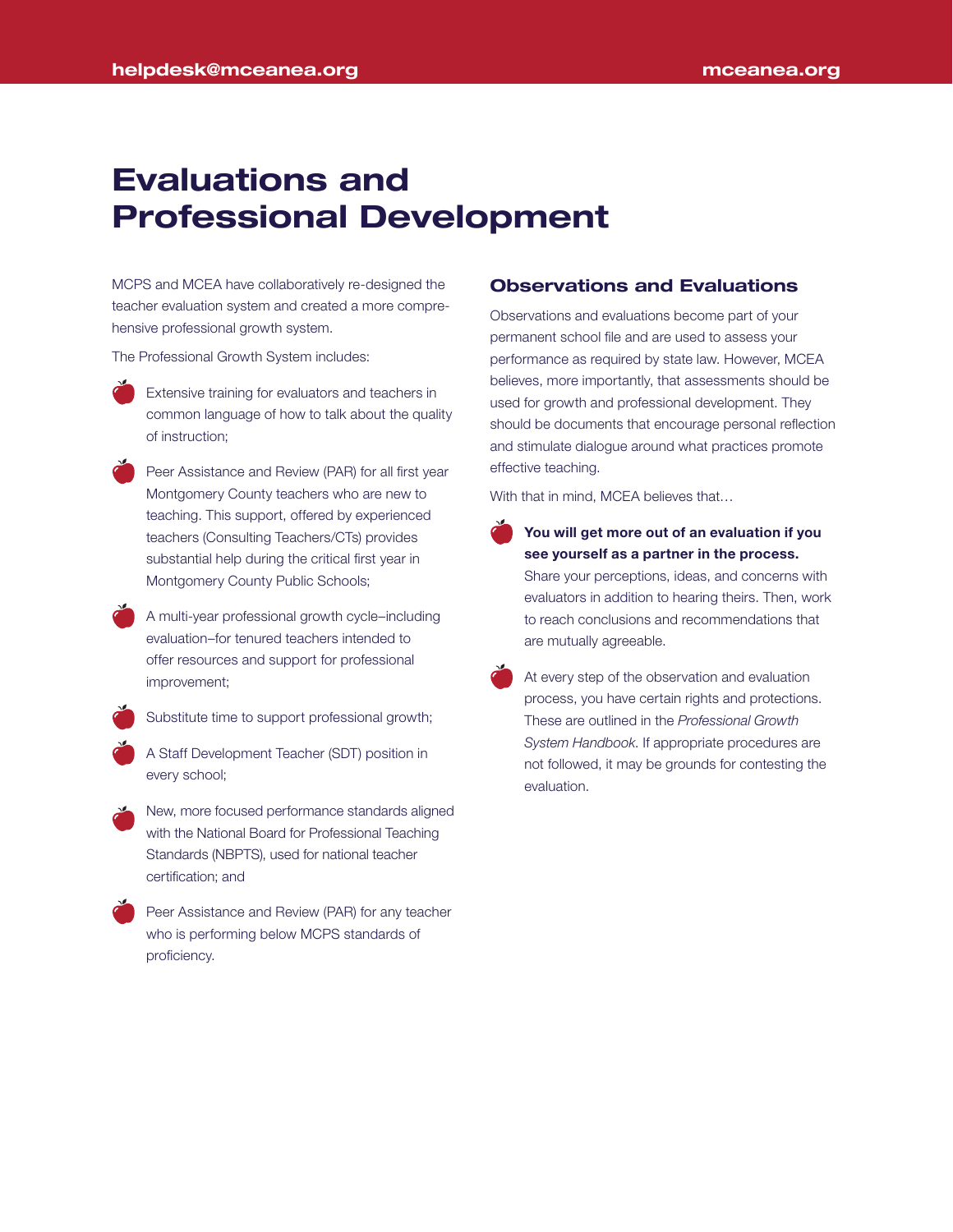# Evaluations and Professional Development

MCPS and MCEA have collaboratively re-designed the teacher evaluation system and created a more comprehensive professional growth system.

The Professional Growth System includes:

- Extensive training for evaluators and teachers in common language of how to talk about the quality of instruction;
- Peer Assistance and Review (PAR) for all first year Montgomery County teachers who are new to teaching. This support, offered by experienced teachers (Consulting Teachers/CTs) provides substantial help during the critical first year in Montgomery County Public Schools;
- A multi-year professional growth cycle–including evaluation–for tenured teachers intended to offer resources and support for professional improvement;
- Substitute time to support professional growth;
- A Staff Development Teacher (SDT) position in every school;
- New, more focused performance standards aligned with the National Board for Professional Teaching Standards (NBPTS), used for national teacher certification; and
- Peer Assistance and Review (PAR) for any teacher who is performing below MCPS standards of proficiency.

## Observations and Evaluations

Observations and evaluations become part of your permanent school file and are used to assess your performance as required by state law. However, MCEA believes, more importantly, that assessments should be used for growth and professional development. They should be documents that encourage personal reflection and stimulate dialogue around what practices promote effective teaching.

With that in mind, MCEA believes that…

- **You will get more out of an evaluation if you see yourself as a partner in the process.** Share your perceptions, ideas, and concerns with evaluators in addition to hearing theirs. Then, work to reach conclusions and recommendations that are mutually agreeable.
- At every step of the observation and evaluation process, you have certain rights and protections. These are outlined in the *Professional Growth System Handbook.* If appropriate procedures are not followed, it may be grounds for contesting the evaluation.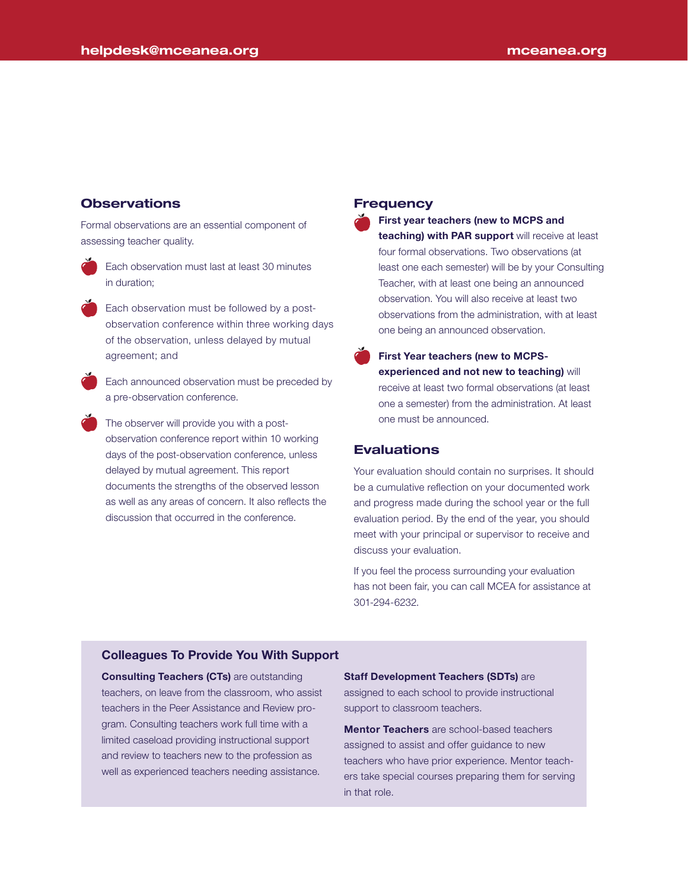## Observations

Formal observations are an essential component of assessing teacher quality.

- Each observation must last at least 30 minutes in duration;
- Each observation must be followed by a post-observation conference within three working days of the observation, unless delayed by mutual agreement; and
- Each announced observation must be preceded by a pre-observation conference.
- The observer will provide you with a post-observation conference report within 10 working days of the post-observation conference, unless delayed by mutual agreement. This report documents the strengths of the observed lesson as well as any areas of concern. It also reflects the discussion that occurred in the conference.

## Frequency

- **First year teachers (new to MCPS and teaching) with PAR support** will receive at least four formal observations. Two observations (at least one each semester) will be by your Consulting Teacher, with at least one being an announced observation. You will also receive at least two observations from the administration, with at least one being an announced observation.
- **First Year teachers (new to MCPS-experienced and not new to teaching)** will receive at least two formal observations (at least one a semester) from the administration. At least one must be announced.

## Evaluations

Your evaluation should contain no surprises. It should be a cumulative reflection on your documented work and progress made during the school year or the full evaluation period. By the end of the year, you should meet with your principal or supervisor to receive and discuss your evaluation.

If you feel the process surrounding your evaluation has not been fair, you can call MCEA for assistance at 301-294-6232.

### Colleagues To Provide You With Support

**Consulting Teachers (CTs)** are outstanding teachers, on leave from the classroom, who assist teachers in the Peer Assistance and Review program. Consulting teachers work full time with a limited caseload providing instructional support and review to teachers new to the profession as well as experienced teachers needing assistance.

**Staff Development Teachers (SDTs)** are assigned to each school to provide instructional support to classroom teachers.

**Mentor Teachers** are school-based teachers assigned to assist and offer guidance to new teachers who have prior experience. Mentor teachers take special courses preparing them for serving in that role.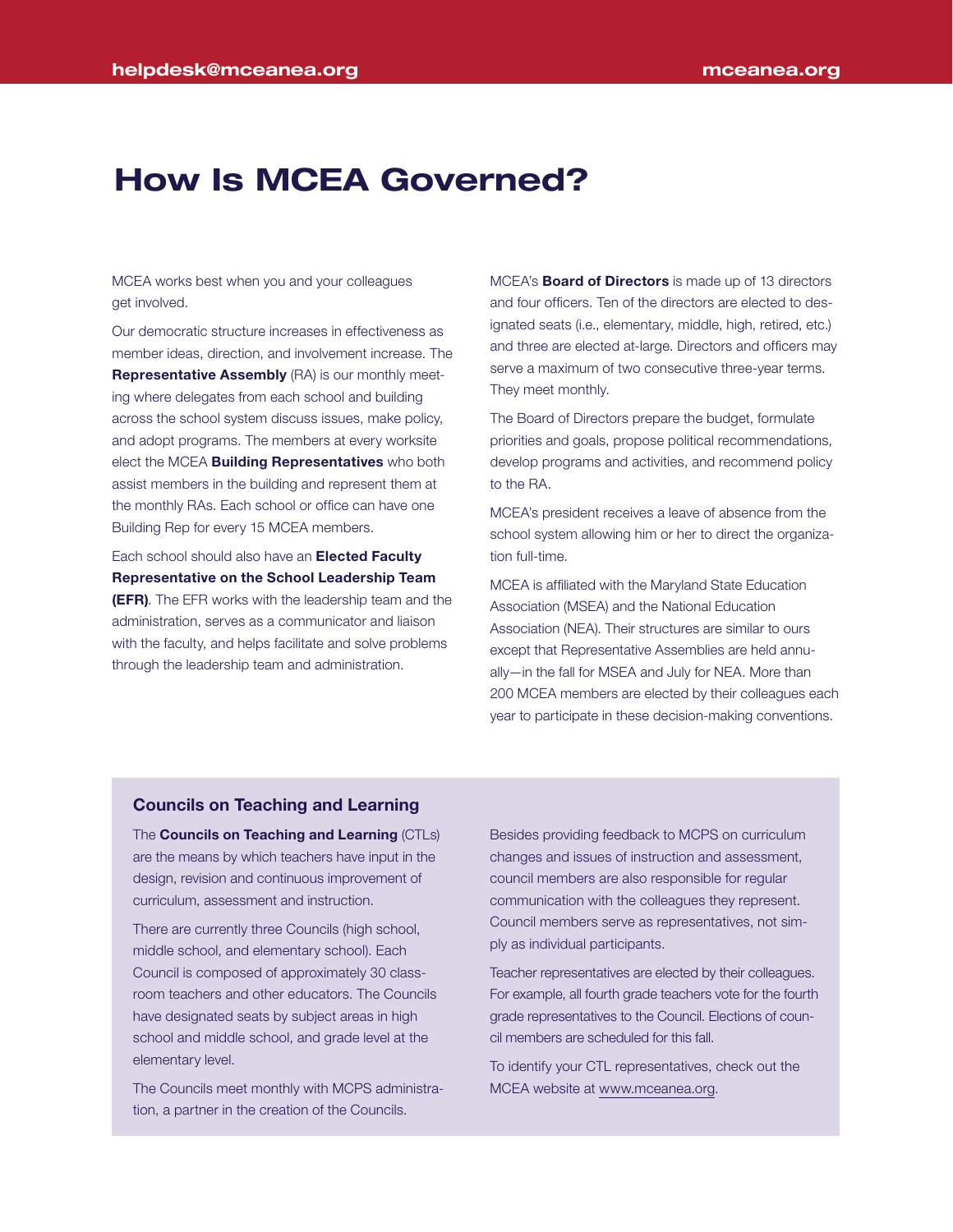# How Is MCEA Governed?

MCEA works best when you and your colleagues get involved.

Our democratic structure increases in effectiveness as member ideas, direction, and involvement increase. The **Representative Assembly** (RA) is our monthly meeting where delegates from each school and building across the school system discuss issues, make policy, and adopt programs. The members at every worksite elect the MCEA **Building Representatives** who both assist members in the building and represent them at the monthly RAs. Each school or office can have one Building Rep for every 15 MCEA members.

Each school should also have an **Elected Faculty Representative on the School Leadership Team (EFR)**. The EFR works with the leadership team and the administration, serves as a communicator and liaison with the faculty, and helps facilitate and solve problems through the leadership team and administration.

MCEA's **Board of Directors** is made up of 13 directors and four officers. Ten of the directors are elected to designated seats (i.e., elementary, middle, high, retired, etc.) and three are elected at-large. Directors and officers may serve a maximum of two consecutive three-year terms. They meet monthly.

The Board of Directors prepare the budget, formulate priorities and goals, propose political recommendations, develop programs and activities, and recommend policy to the RA.

MCEA's president receives a leave of absence from the school system allowing him or her to direct the organization full-time.

MCEA is affiliated with the Maryland State Education Association (MSEA) and the National Education Association (NEA). Their structures are similar to ours except that Representative Assemblies are held annually—in the fall for MSEA and July for NEA. More than 200 MCEA members are elected by their colleagues each year to participate in these decision-making conventions.

## Councils on Teaching and Learning

The **Councils on Teaching and Learning** (CTLs) are the means by which teachers have input in the design, revision and continuous improvement of curriculum, assessment and instruction.

There are currently three Councils (high school, middle school, and elementary school). Each Council is composed of approximately 30 classroom teachers and other educators. The Councils have designated seats by subject areas in high school and middle school, and grade level at the elementary level.

The Councils meet monthly with MCPS administration, a partner in the creation of the Councils.

Besides providing feedback to MCPS on curriculum changes and issues of instruction and assessment, council members are also responsible for regular communication with the colleagues they represent. Council members serve as representatives, not simply as individual participants.

Teacher representatives are elected by their colleagues. For example, all fourth grade teachers vote for the fourth grade representatives to the Council. Elections of council members are scheduled for this fall.

To identify your CTL representatives, check out the MCEA website at www.mceanea.org.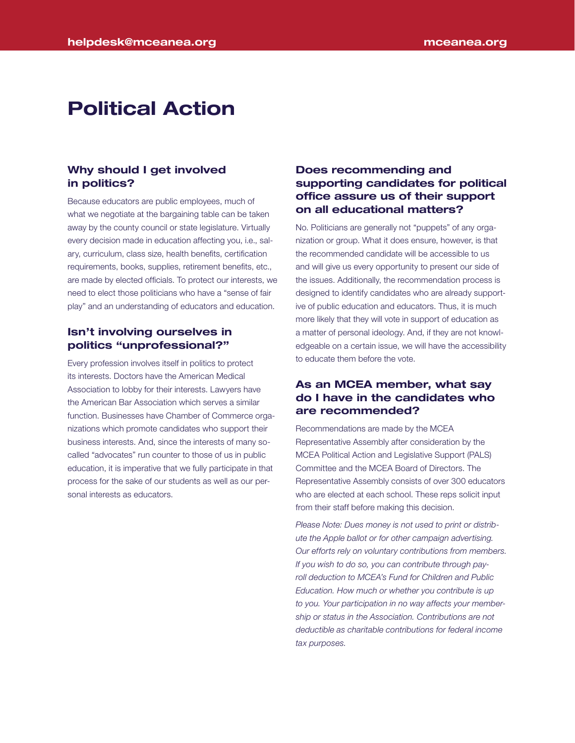# Political Action

## Why should I get involved in politics?

Because educators are public employees, much of what we negotiate at the bargaining table can be taken away by the county council or state legislature. Virtually every decision made in education affecting you, i.e., salary, curriculum, class size, health benefits, certification requirements, books, supplies, retirement benefits, etc., are made by elected officials. To protect our interests, we need to elect those politicians who have a "sense of fair play" and an understanding of educators and education.

## Isn't involving ourselves in politics "unprofessional?"

Every profession involves itself in politics to protect its interests. Doctors have the American Medical Association to lobby for their interests. Lawyers have the American Bar Association which serves a similar function. Businesses have Chamber of Commerce organizations which promote candidates who support their business interests. And, since the interests of many so-called "advocates" run counter to those of us in public education, it is imperative that we fully participate in that process for the sake of our students as well as our personal interests as educators.

## Does recommending and supporting candidates for political office assure us of their support on all educational matters?

No. Politicians are generally not "puppets" of any organization or group. What it does ensure, however, is that the recommended candidate will be accessible to us and will give us every opportunity to present our side of the issues. Additionally, the recommendation process is designed to identify candidates who are already supportive of public education and educators. Thus, it is much more likely that they will vote in support of education as a matter of personal ideology. And, if they are not knowledgeable on a certain issue, we will have the accessibility to educate them before the vote.

## As an MCEA member, what say do I have in the candidates who are recommended?

Recommendations are made by the MCEA Representative Assembly after consideration by the MCEA Political Action and Legislative Support (PALS) Committee and the MCEA Board of Directors. The Representative Assembly consists of over 300 educators who are elected at each school. These reps solicit input from their staff before making this decision.

*Please Note: Dues money is not used to print or distribute the Apple ballot or for other campaign advertising. Our efforts rely on voluntary contributions from members. If you wish to do so, you can contribute through payroll deduction to MCEA's Fund for Children and Public Education. How much or whether you contribute is up to you. Your participation in no way affects your membership or status in the Association. Contributions are not deductible as charitable contributions for federal income tax purposes.*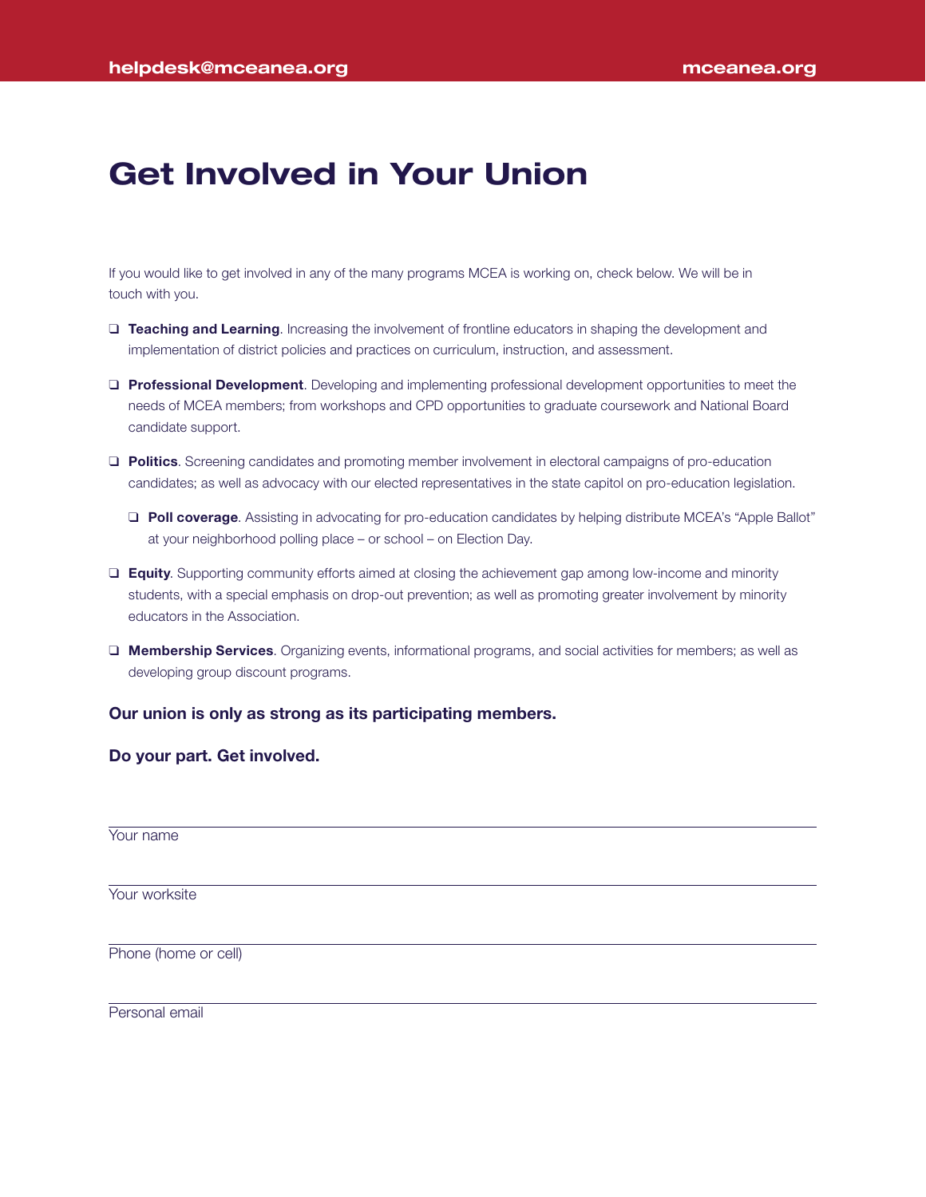# Get Involved in Your Union

If you would like to get involved in any of the many programs MCEA is working on, check below. We will be in touch with you.

- ❑ **Teaching and Learning**. Increasing the involvement of frontline educators in shaping the development and implementation of district policies and practices on curriculum, instruction, and assessment.
- ❑ **Professional Development**. Developing and implementing professional development opportunities to meet the needs of MCEA members; from workshops and CPD opportunities to graduate coursework and National Board candidate support.
- ❑ **Politics**. Screening candidates and promoting member involvement in electoral campaigns of pro-education candidates; as well as advocacy with our elected representatives in the state capitol on pro-education legislation.
  - ❑ **Poll coverage**. Assisting in advocating for pro-education candidates by helping distribute MCEA's "Apple Ballot" at your neighborhood polling place – or school – on Election Day.
- ❑ **Equity**. Supporting community efforts aimed at closing the achievement gap among low-income and minority students, with a special emphasis on drop-out prevention; as well as promoting greater involvement by minority educators in the Association.
- ❑ **Membership Services**. Organizing events, informational programs, and social activities for members; as well as developing group discount programs.

**Our union is only as strong as its participating members.**

**Do your part. Get involved.**

\_\_\_\_\_\_\_\_\_\_\_\_\_\_\_\_\_\_\_\_\_\_\_\_\_\_\_\_\_\_\_\_\_\_\_\_\_\_\_\_

Your name

\_\_\_\_\_\_\_\_\_\_\_\_\_\_\_\_\_\_\_\_\_\_\_\_\_\_\_\_\_\_\_\_\_\_\_\_\_\_\_\_

Your worksite

\_\_\_\_\_\_\_\_\_\_\_\_\_\_\_\_\_\_\_\_\_\_\_\_\_\_\_\_\_\_\_\_\_\_\_\_\_\_\_\_

Phone (home or cell)

\_\_\_\_\_\_\_\_\_\_\_\_\_\_\_\_\_\_\_\_\_\_\_\_\_\_\_\_\_\_\_\_\_\_\_\_\_\_\_\_

Personal email